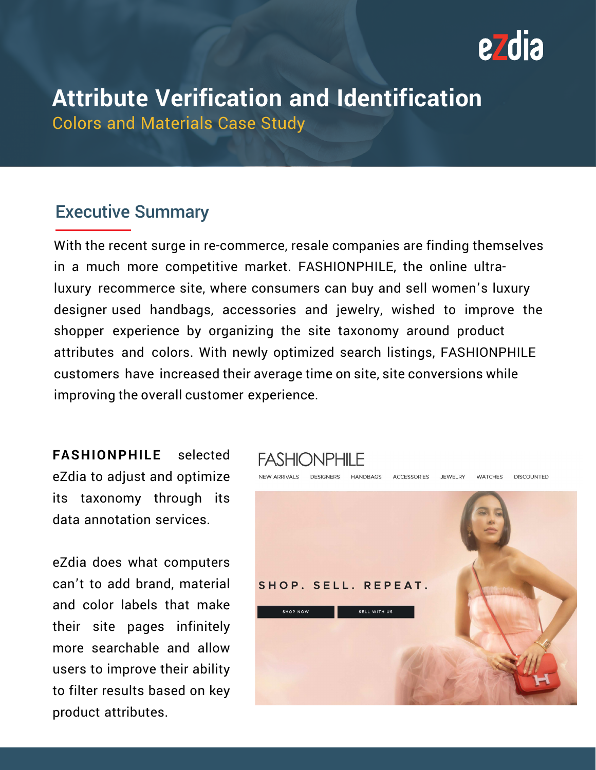# Attribute Verification and Identification

Colors and Materials Case Study

## Executive Summary

With the recent surge in re-commerce, resale companies are finding themselves in a much more competitive market. FASHIONPHILE, the online ultra-luxury recommerce site, where consumers can buy and sell women's luxury designer used handbags, accessories and jewelry, wished to improve the shopper experience by organizing the site taxonomy around product attributes and colors. With newly optimized search listings, FASHIONPHILE customers have increased their average time on site, site conversions while improving the overall customer experience.

**FASHIONPHILE** selected eZdia to adjust and optimize its taxonomy through its data annotation services.

eZdia does what computers can't to add brand, material and color labels that make their site pages infinitely more searchable and allow users to improve their ability to filter results based on key product attributes.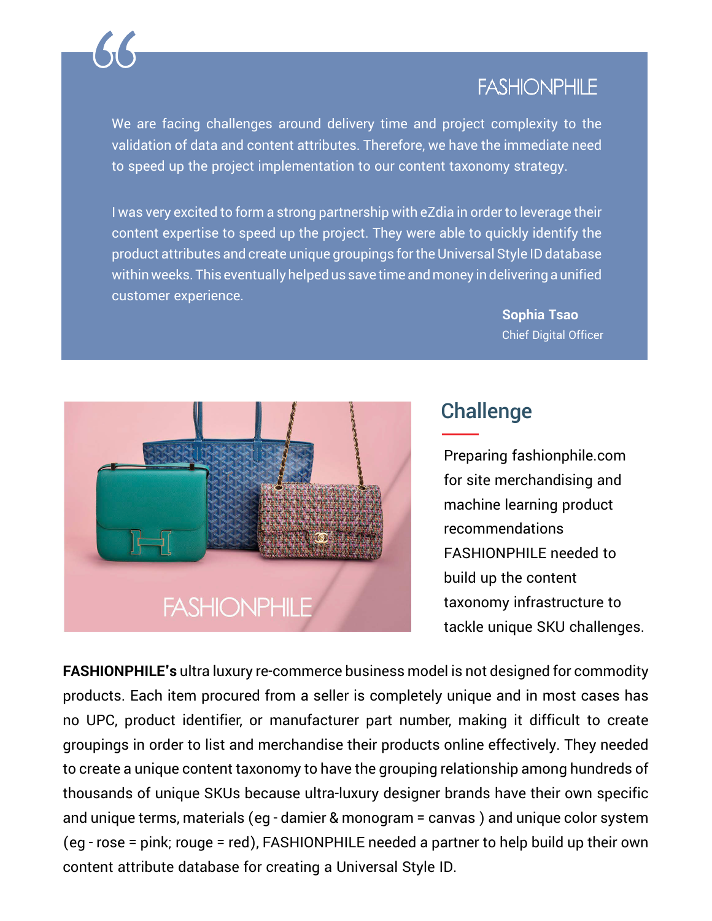FASHIONPHILE

> We are facing challenges around delivery time and project complexity to the validation of data and content attributes. Therefore, we have the immediate need to speed up the project implementation to our content taxonomy strategy.
>
> I was very excited to form a strong partnership with eZdia in order to leverage their content expertise to speed up the project. They were able to quickly identify the product attributes and create unique groupings for the Universal Style ID database within weeks. This eventually helped us save time and money in delivering a unified customer experience.
>
> **Sophia Tsao**
> Chief Digital Officer

## Challenge

Preparing fashionphile.com for site merchandising and machine learning product recommendations FASHIONPHILE needed to build up the content taxonomy infrastructure to tackle unique SKU challenges.

**FASHIONPHILE's** ultra luxury re-commerce business model is not designed for commodity products. Each item procured from a seller is completely unique and in most cases has no UPC, product identifier, or manufacturer part number, making it difficult to create groupings in order to list and merchandise their products online effectively. They needed to create a unique content taxonomy to have the grouping relationship among hundreds of thousands of unique SKUs because ultra-luxury designer brands have their own specific and unique terms, materials (eg - damier & monogram = canvas ) and unique color system (eg - rose = pink; rouge = red), FASHIONPHILE needed a partner to help build up their own content attribute database for creating a Universal Style ID.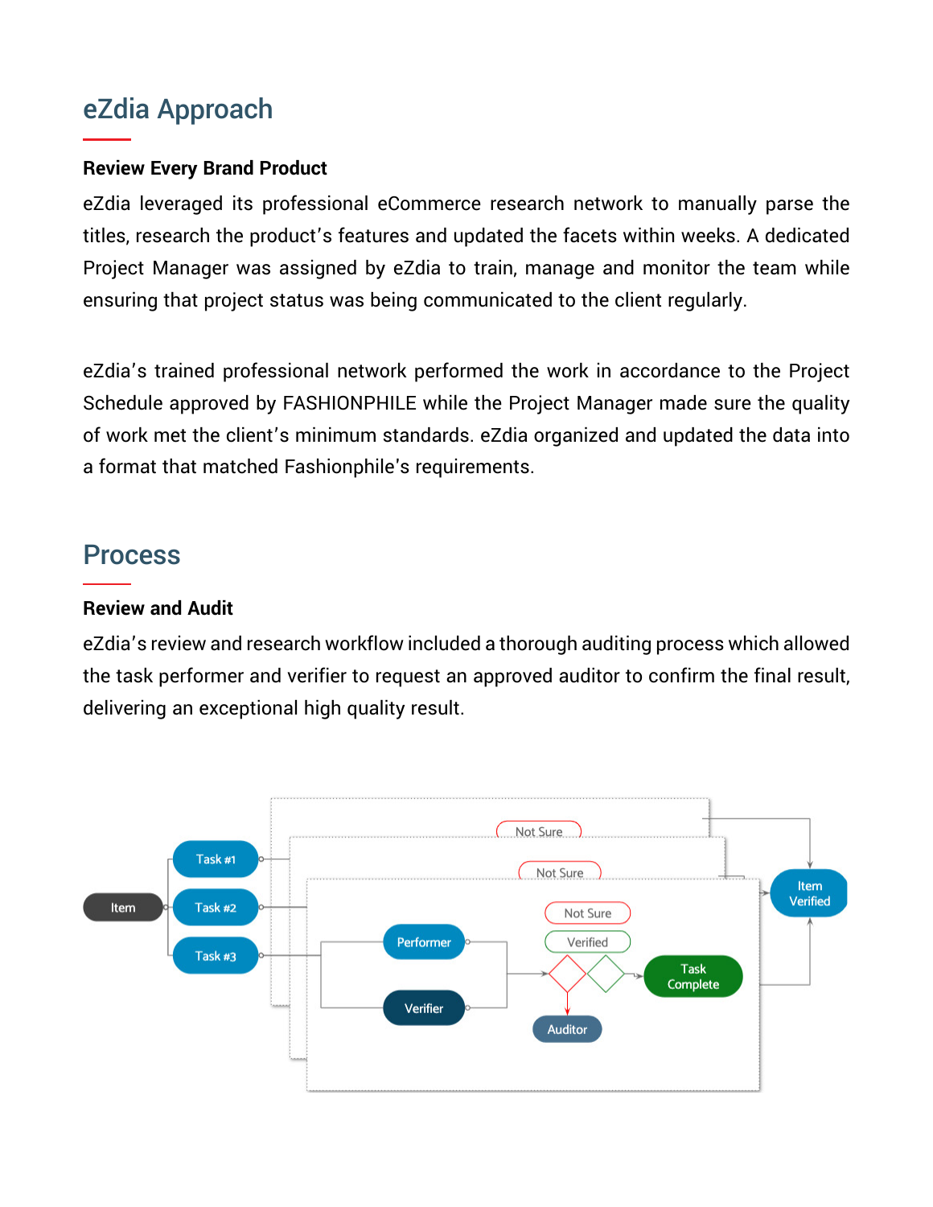# eZdia Approach

**Review Every Brand Product**

eZdia leveraged its professional eCommerce research network to manually parse the titles, research the product's features and updated the facets within weeks. A dedicated Project Manager was assigned by eZdia to train, manage and monitor the team while ensuring that project status was being communicated to the client regularly.

eZdia's trained professional network performed the work in accordance to the Project Schedule approved by FASHIONPHILE while the Project Manager made sure the quality of work met the client's minimum standards. eZdia organized and updated the data into a format that matched Fashionphile's requirements.

# Process

**Review and Audit**

eZdia's review and research workflow included a thorough auditing process which allowed the task performer and verifier to request an approved auditor to confirm the final result, delivering an exceptional high quality result.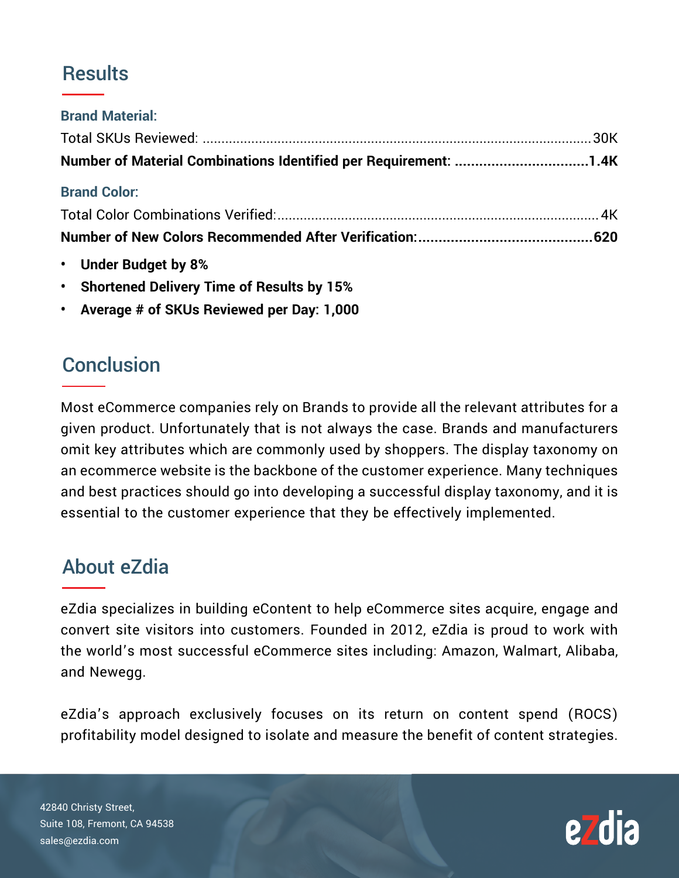## Results

### Brand Material:

Total SKUs Reviewed: ........................................................................................................30K

**Number of Material Combinations Identified per Requirement: ..................................1.4K**

### Brand Color:

Total Color Combinations Verified:.......................................................................................4K

**Number of New Colors Recommended After Verification:...........................................620**

- **Under Budget by 8%**
- **Shortened Delivery Time of Results by 15%**
- **Average # of SKUs Reviewed per Day: 1,000**

## Conclusion

Most eCommerce companies rely on Brands to provide all the relevant attributes for a given product. Unfortunately that is not always the case. Brands and manufacturers omit key attributes which are commonly used by shoppers. The display taxonomy on an ecommerce website is the backbone of the customer experience. Many techniques and best practices should go into developing a successful display taxonomy, and it is essential to the customer experience that they be effectively implemented.

## About eZdia

eZdia specializes in building eContent to help eCommerce sites acquire, engage and convert site visitors into customers. Founded in 2012, eZdia is proud to work with the world's most successful eCommerce sites including: Amazon, Walmart, Alibaba, and Newegg.

eZdia's approach exclusively focuses on its return on content spend (ROCS) profitability model designed to isolate and measure the benefit of content strategies.

42840 Christy Street,
Suite 108, Fremont, CA 94538
sales@ezdia.com

eZdia